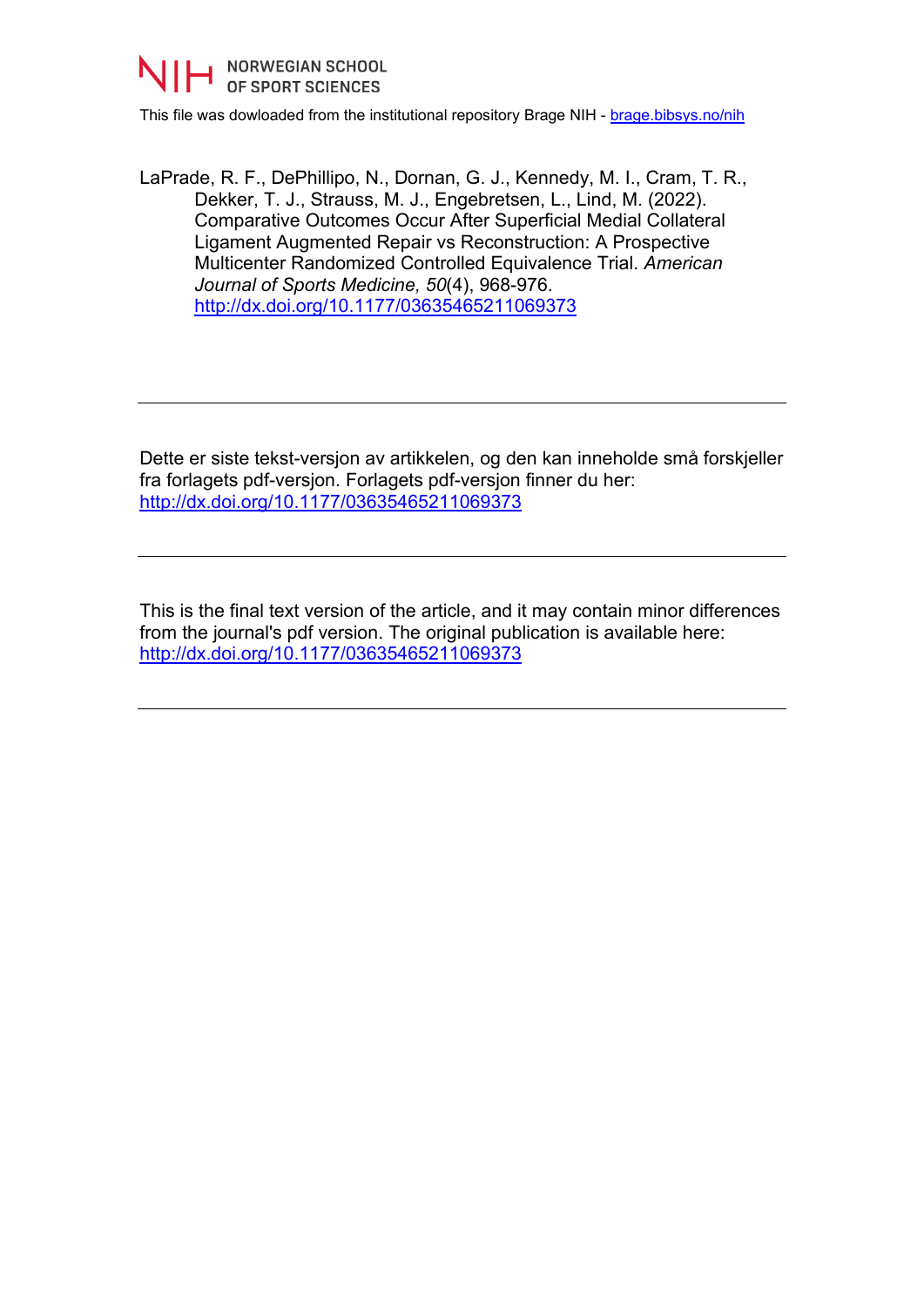NORWEGIAN SCHOOL OF SPORT SCIENCES

This file was dowloaded from the institutional repository Brage NIH - brage.bibsys.no/nih

LaPrade, R. F., DePhillipo, N., Dornan, G. J., Kennedy, M. I., Cram, T. R., Dekker, T. J., Strauss, M. J., Engebretsen, L., Lind, M. (2022). Comparative Outcomes Occur After Superficial Medial Collateral Ligament Augmented Repair vs Reconstruction: A Prospective Multicenter Randomized Controlled Equivalence Trial. *American Journal of Sports Medicine, 50*(4), 968-976. http://dx.doi.org/10.1177/03635465211069373

---

Dette er siste tekst-versjon av artikkelen, og den kan inneholde små forskjeller fra forlagets pdf-versjon. Forlagets pdf-versjon finner du her: http://dx.doi.org/10.1177/03635465211069373

---

This is the final text version of the article, and it may contain minor differences from the journal's pdf version. The original publication is available here: http://dx.doi.org/10.1177/03635465211069373

---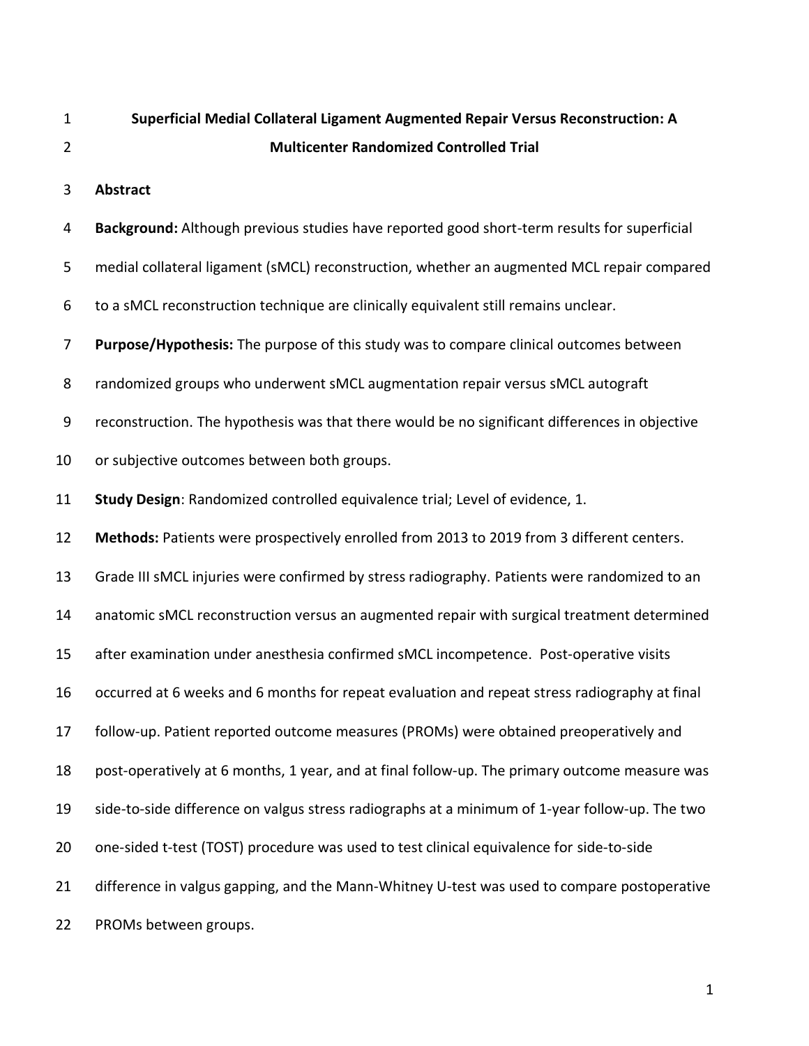# Superficial Medial Collateral Ligament Augmented Repair Versus Reconstruction: A Multicenter Randomized Controlled Trial

## Abstract

**Background:** Although previous studies have reported good short-term results for superficial medial collateral ligament (sMCL) reconstruction, whether an augmented MCL repair compared to a sMCL reconstruction technique are clinically equivalent still remains unclear.

**Purpose/Hypothesis:** The purpose of this study was to compare clinical outcomes between randomized groups who underwent sMCL augmentation repair versus sMCL autograft reconstruction. The hypothesis was that there would be no significant differences in objective or subjective outcomes between both groups.

**Study Design**: Randomized controlled equivalence trial; Level of evidence, 1.

**Methods:** Patients were prospectively enrolled from 2013 to 2019 from 3 different centers. Grade III sMCL injuries were confirmed by stress radiography. Patients were randomized to an anatomic sMCL reconstruction versus an augmented repair with surgical treatment determined after examination under anesthesia confirmed sMCL incompetence. Post-operative visits occurred at 6 weeks and 6 months for repeat evaluation and repeat stress radiography at final follow-up. Patient reported outcome measures (PROMs) were obtained preoperatively and post-operatively at 6 months, 1 year, and at final follow-up. The primary outcome measure was side-to-side difference on valgus stress radiographs at a minimum of 1-year follow-up. The two one-sided t-test (TOST) procedure was used to test clinical equivalence for side-to-side difference in valgus gapping, and the Mann-Whitney U-test was used to compare postoperative PROMs between groups.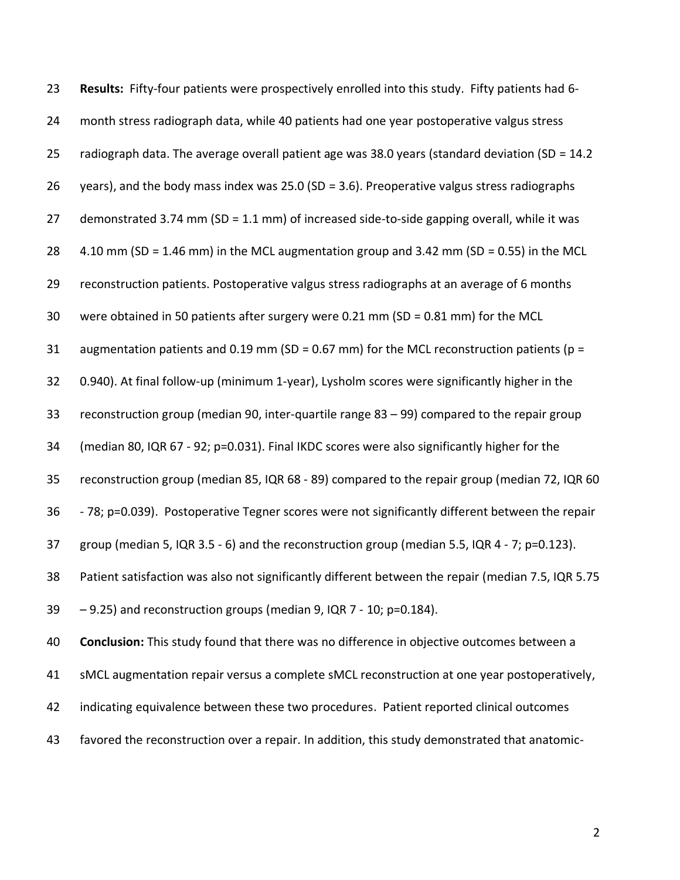**Results:** Fifty-four patients were prospectively enrolled into this study. Fifty patients had 6-month stress radiograph data, while 40 patients had one year postoperative valgus stress radiograph data. The average overall patient age was 38.0 years (standard deviation (SD = 14.2 years), and the body mass index was 25.0 (SD = 3.6). Preoperative valgus stress radiographs demonstrated 3.74 mm (SD = 1.1 mm) of increased side-to-side gapping overall, while it was 4.10 mm (SD = 1.46 mm) in the MCL augmentation group and 3.42 mm (SD = 0.55) in the MCL reconstruction patients. Postoperative valgus stress radiographs at an average of 6 months were obtained in 50 patients after surgery were 0.21 mm (SD = 0.81 mm) for the MCL augmentation patients and 0.19 mm (SD = 0.67 mm) for the MCL reconstruction patients ($p = 0.940$). At final follow-up (minimum 1-year), Lysholm scores were significantly higher in the reconstruction group (median 90, inter-quartile range 83 – 99) compared to the repair group (median 80, IQR 67 - 92; $p=0.031$). Final IKDC scores were also significantly higher for the reconstruction group (median 85, IQR 68 - 89) compared to the repair group (median 72, IQR 60 - 78; $p=0.039$). Postoperative Tegner scores were not significantly different between the repair group (median 5, IQR 3.5 - 6) and the reconstruction group (median 5.5, IQR 4 - 7; $p=0.123$). Patient satisfaction was also not significantly different between the repair (median 7.5, IQR 5.75 – 9.25) and reconstruction groups (median 9, IQR 7 - 10; $p=0.184$).

**Conclusion:** This study found that there was no difference in objective outcomes between a sMCL augmentation repair versus a complete sMCL reconstruction at one year postoperatively, indicating equivalence between these two procedures. Patient reported clinical outcomes favored the reconstruction over a repair. In addition, this study demonstrated that anatomic-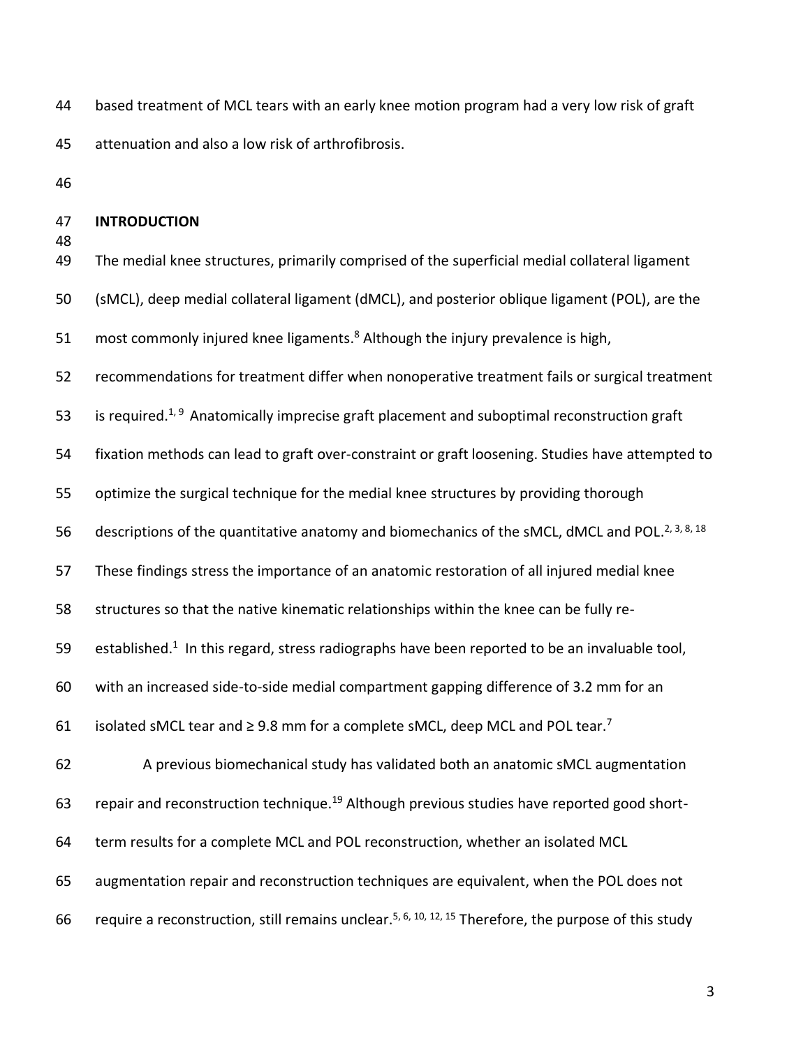based treatment of MCL tears with an early knee motion program had a very low risk of graft attenuation and also a low risk of arthrofibrosis.

## INTRODUCTION

The medial knee structures, primarily comprised of the superficial medial collateral ligament (sMCL), deep medial collateral ligament (dMCL), and posterior oblique ligament (POL), are the most commonly injured knee ligaments.[8] Although the injury prevalence is high, recommendations for treatment differ when nonoperative treatment fails or surgical treatment is required.[1, 9] Anatomically imprecise graft placement and suboptimal reconstruction graft fixation methods can lead to graft over-constraint or graft loosening. Studies have attempted to optimize the surgical technique for the medial knee structures by providing thorough descriptions of the quantitative anatomy and biomechanics of the sMCL, dMCL and POL.[2, 3, 8, 18] These findings stress the importance of an anatomic restoration of all injured medial knee structures so that the native kinematic relationships within the knee can be fully re-established.[1] In this regard, stress radiographs have been reported to be an invaluable tool, with an increased side-to-side medial compartment gapping difference of 3.2 mm for an isolated sMCL tear and ≥ 9.8 mm for a complete sMCL, deep MCL and POL tear.[7]

A previous biomechanical study has validated both an anatomic sMCL augmentation repair and reconstruction technique.[19] Although previous studies have reported good short-term results for a complete MCL and POL reconstruction, whether an isolated MCL augmentation repair and reconstruction techniques are equivalent, when the POL does not require a reconstruction, still remains unclear.[5, 6, 10, 12, 15] Therefore, the purpose of this study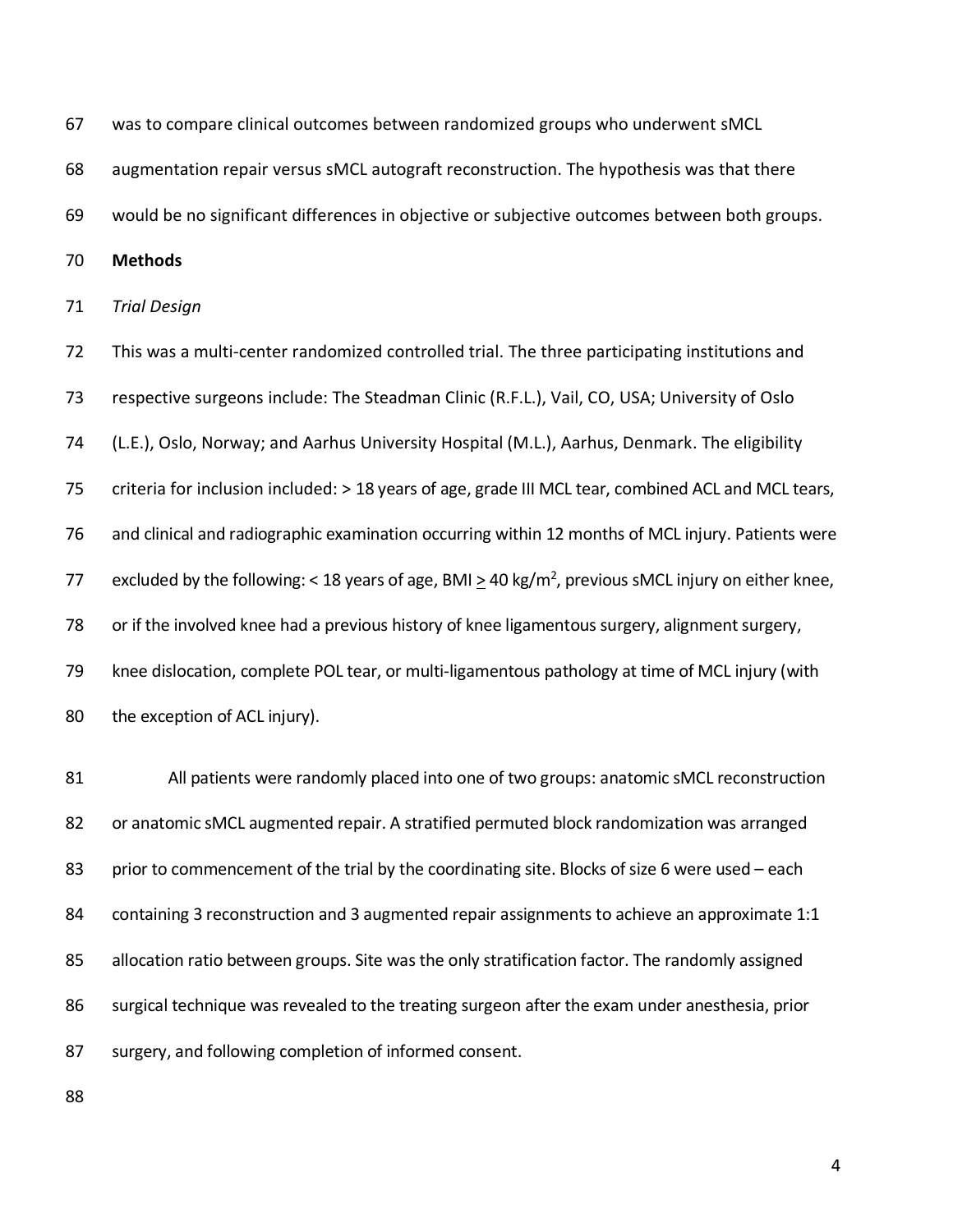was to compare clinical outcomes between randomized groups who underwent sMCL augmentation repair versus sMCL autograft reconstruction. The hypothesis was that there would be no significant differences in objective or subjective outcomes between both groups.

## Methods

### *Trial Design*

This was a multi-center randomized controlled trial. The three participating institutions and respective surgeons include: The Steadman Clinic (R.F.L.), Vail, CO, USA; University of Oslo (L.E.), Oslo, Norway; and Aarhus University Hospital (M.L.), Aarhus, Denmark. The eligibility criteria for inclusion included: > 18 years of age, grade III MCL tear, combined ACL and MCL tears, and clinical and radiographic examination occurring within 12 months of MCL injury. Patients were excluded by the following: < 18 years of age, BMI $\geq$ 40 kg/m$^2$, previous sMCL injury on either knee, or if the involved knee had a previous history of knee ligamentous surgery, alignment surgery, knee dislocation, complete POL tear, or multi-ligamentous pathology at time of MCL injury (with the exception of ACL injury).

All patients were randomly placed into one of two groups: anatomic sMCL reconstruction or anatomic sMCL augmented repair. A stratified permuted block randomization was arranged prior to commencement of the trial by the coordinating site. Blocks of size 6 were used – each containing 3 reconstruction and 3 augmented repair assignments to achieve an approximate 1:1 allocation ratio between groups. Site was the only stratification factor. The randomly assigned surgical technique was revealed to the treating surgeon after the exam under anesthesia, prior surgery, and following completion of informed consent.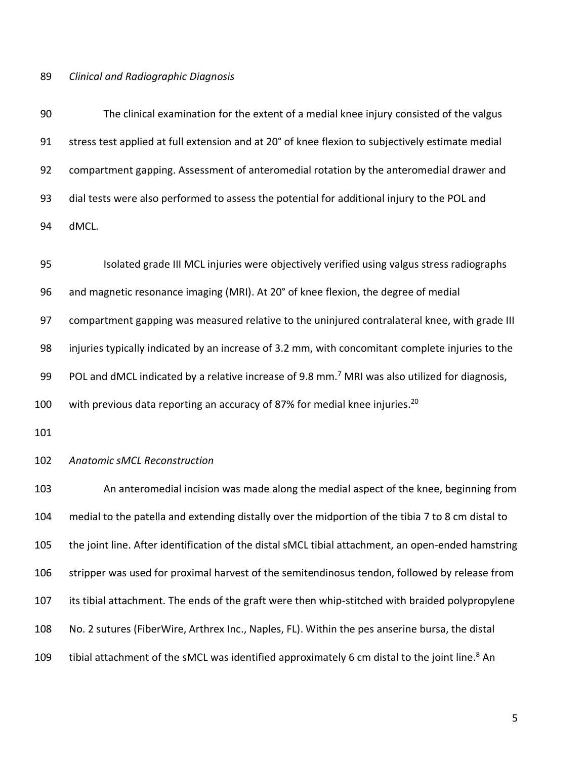*Clinical and Radiographic Diagnosis*

The clinical examination for the extent of a medial knee injury consisted of the valgus stress test applied at full extension and at 20° of knee flexion to subjectively estimate medial compartment gapping. Assessment of anteromedial rotation by the anteromedial drawer and dial tests were also performed to assess the potential for additional injury to the POL and dMCL.

Isolated grade III MCL injuries were objectively verified using valgus stress radiographs and magnetic resonance imaging (MRI). At 20° of knee flexion, the degree of medial compartment gapping was measured relative to the uninjured contralateral knee, with grade III injuries typically indicated by an increase of 3.2 mm, with concomitant complete injuries to the POL and dMCL indicated by a relative increase of 9.8 mm.[7] MRI was also utilized for diagnosis, with previous data reporting an accuracy of 87% for medial knee injuries.[20]

*Anatomic sMCL Reconstruction*

An anteromedial incision was made along the medial aspect of the knee, beginning from medial to the patella and extending distally over the midportion of the tibia 7 to 8 cm distal to the joint line. After identification of the distal sMCL tibial attachment, an open-ended hamstring stripper was used for proximal harvest of the semitendinosus tendon, followed by release from its tibial attachment. The ends of the graft were then whip-stitched with braided polypropylene No. 2 sutures (FiberWire, Arthrex Inc., Naples, FL). Within the pes anserine bursa, the distal tibial attachment of the sMCL was identified approximately 6 cm distal to the joint line.[8] An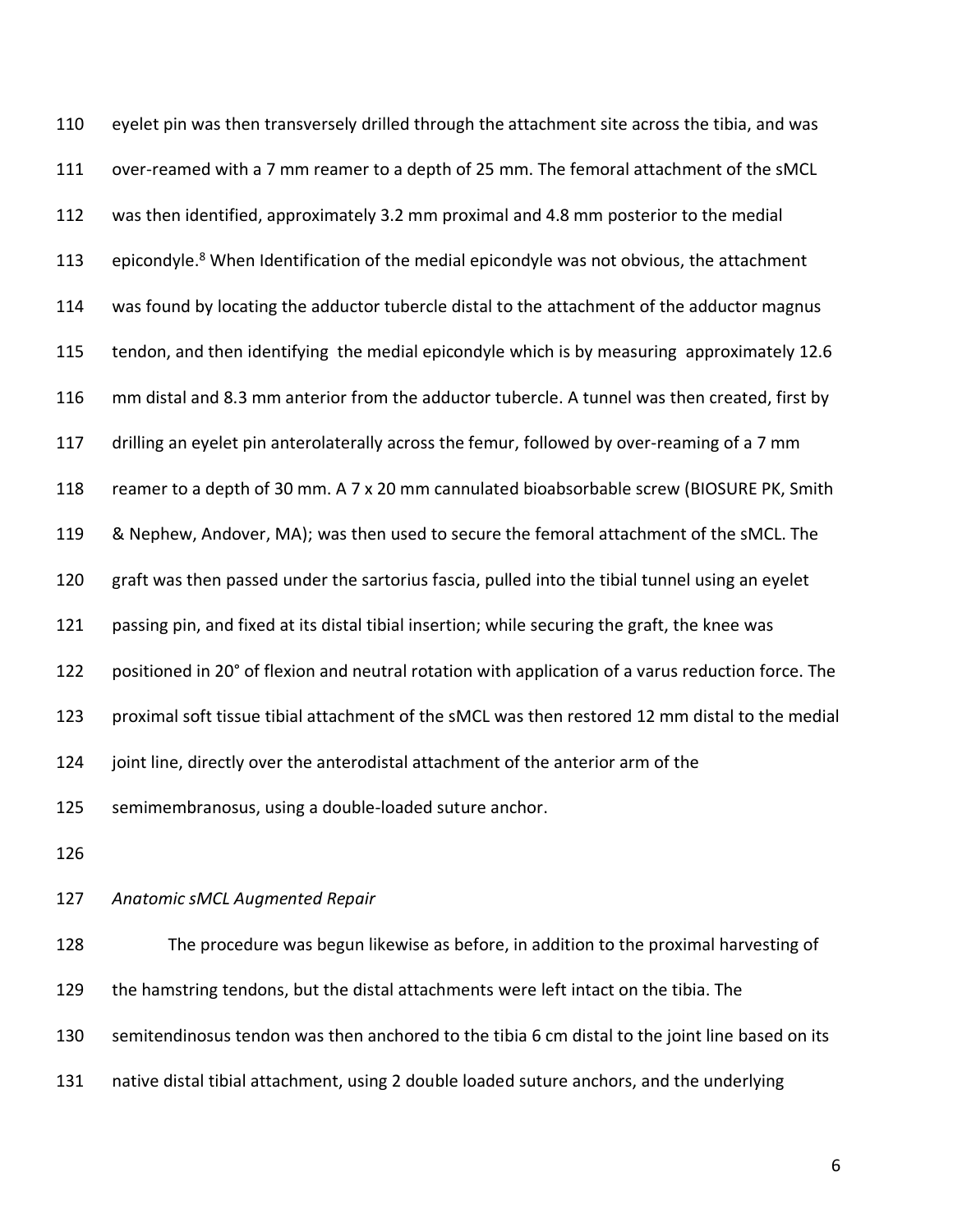eyelet pin was then transversely drilled through the attachment site across the tibia, and was over-reamed with a 7 mm reamer to a depth of 25 mm. The femoral attachment of the sMCL was then identified, approximately 3.2 mm proximal and 4.8 mm posterior to the medial epicondyle.[8] When Identification of the medial epicondyle was not obvious, the attachment was found by locating the adductor tubercle distal to the attachment of the adductor magnus tendon, and then identifying the medial epicondyle which is by measuring approximately 12.6 mm distal and 8.3 mm anterior from the adductor tubercle. A tunnel was then created, first by drilling an eyelet pin anterolaterally across the femur, followed by over-reaming of a 7 mm reamer to a depth of 30 mm. A 7 x 20 mm cannulated bioabsorbable screw (BIOSURE PK, Smith & Nephew, Andover, MA); was then used to secure the femoral attachment of the sMCL. The graft was then passed under the sartorius fascia, pulled into the tibial tunnel using an eyelet passing pin, and fixed at its distal tibial insertion; while securing the graft, the knee was positioned in 20° of flexion and neutral rotation with application of a varus reduction force. The proximal soft tissue tibial attachment of the sMCL was then restored 12 mm distal to the medial joint line, directly over the anterodistal attachment of the anterior arm of the semimembranosus, using a double-loaded suture anchor.

*Anatomic sMCL Augmented Repair*

The procedure was begun likewise as before, in addition to the proximal harvesting of the hamstring tendons, but the distal attachments were left intact on the tibia. The semitendinosus tendon was then anchored to the tibia 6 cm distal to the joint line based on its native distal tibial attachment, using 2 double loaded suture anchors, and the underlying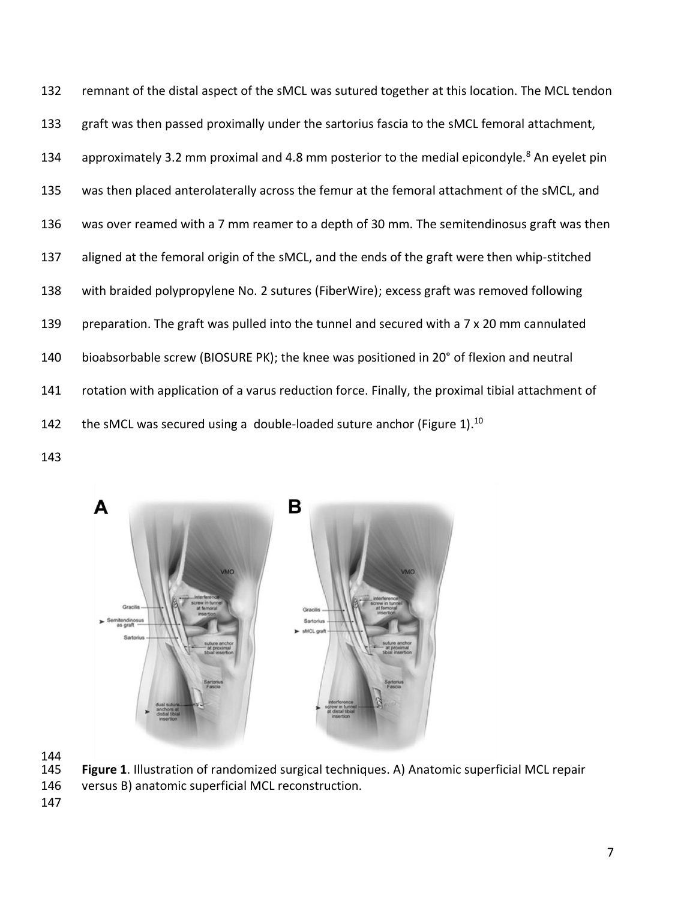remnant of the distal aspect of the sMCL was sutured together at this location. The MCL tendon graft was then passed proximally under the sartorius fascia to the sMCL femoral attachment, approximately 3.2 mm proximal and 4.8 mm posterior to the medial epicondyle.[8] An eyelet pin was then placed anterolaterally across the femur at the femoral attachment of the sMCL, and was over reamed with a 7 mm reamer to a depth of 30 mm. The semitendinosus graft was then aligned at the femoral origin of the sMCL, and the ends of the graft were then whip-stitched with braided polypropylene No. 2 sutures (FiberWire); excess graft was removed following preparation. The graft was pulled into the tunnel and secured with a 7 x 20 mm cannulated bioabsorbable screw (BIOSURE PK); the knee was positioned in 20° of flexion and neutral rotation with application of a varus reduction force. Finally, the proximal tibial attachment of the sMCL was secured using a double-loaded suture anchor (Figure 1).[10]

**Figure 1**. Illustration of randomized surgical techniques. A) Anatomic superficial MCL repair versus B) anatomic superficial MCL reconstruction.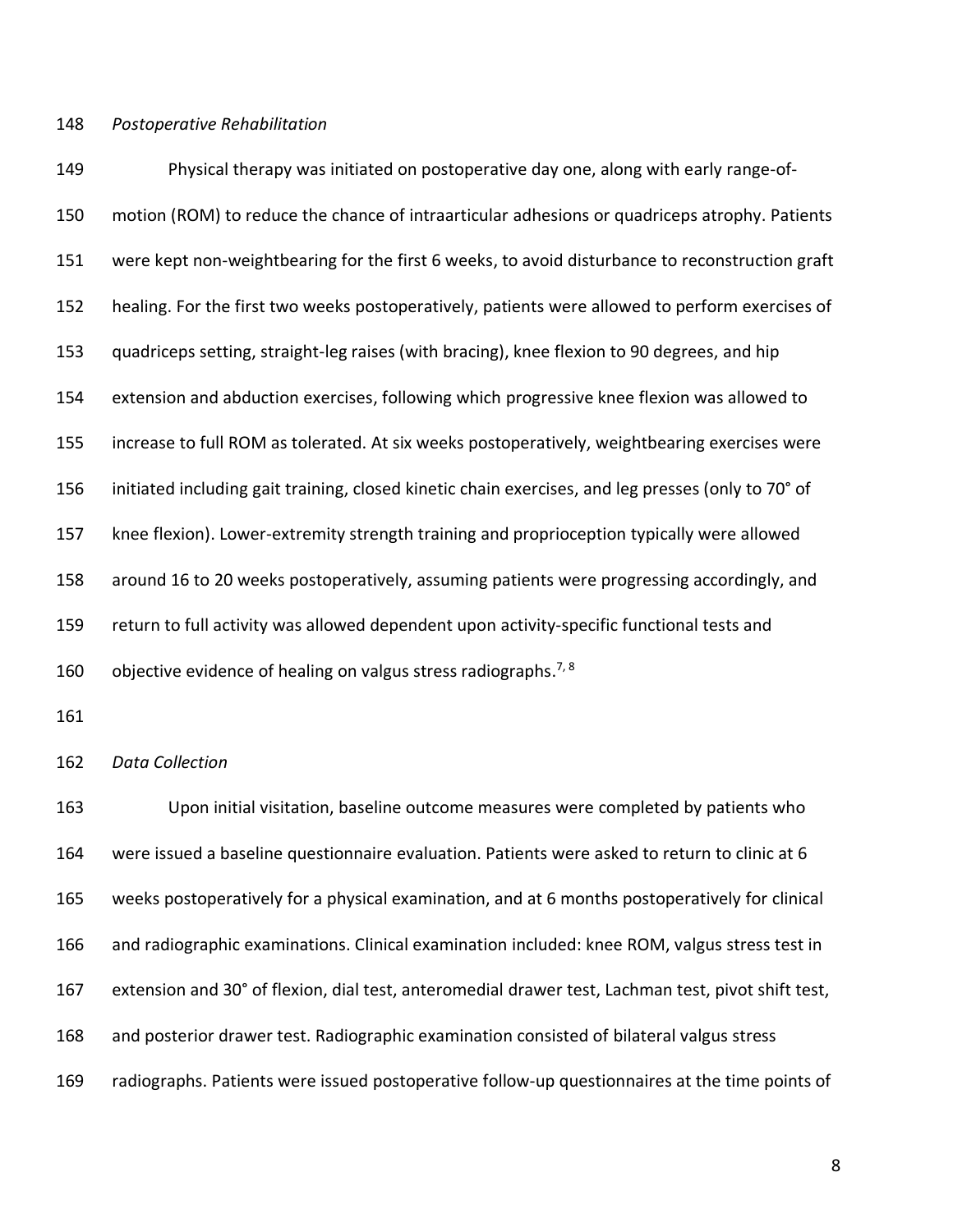*Postoperative Rehabilitation*

Physical therapy was initiated on postoperative day one, along with early range-of-motion (ROM) to reduce the chance of intraarticular adhesions or quadriceps atrophy. Patients were kept non-weightbearing for the first 6 weeks, to avoid disturbance to reconstruction graft healing. For the first two weeks postoperatively, patients were allowed to perform exercises of quadriceps setting, straight-leg raises (with bracing), knee flexion to 90 degrees, and hip extension and abduction exercises, following which progressive knee flexion was allowed to increase to full ROM as tolerated. At six weeks postoperatively, weightbearing exercises were initiated including gait training, closed kinetic chain exercises, and leg presses (only to 70° of knee flexion). Lower-extremity strength training and proprioception typically were allowed around 16 to 20 weeks postoperatively, assuming patients were progressing accordingly, and return to full activity was allowed dependent upon activity-specific functional tests and objective evidence of healing on valgus stress radiographs.[7, 8]

*Data Collection*

Upon initial visitation, baseline outcome measures were completed by patients who were issued a baseline questionnaire evaluation. Patients were asked to return to clinic at 6 weeks postoperatively for a physical examination, and at 6 months postoperatively for clinical and radiographic examinations. Clinical examination included: knee ROM, valgus stress test in extension and 30° of flexion, dial test, anteromedial drawer test, Lachman test, pivot shift test, and posterior drawer test. Radiographic examination consisted of bilateral valgus stress radiographs. Patients were issued postoperative follow-up questionnaires at the time points of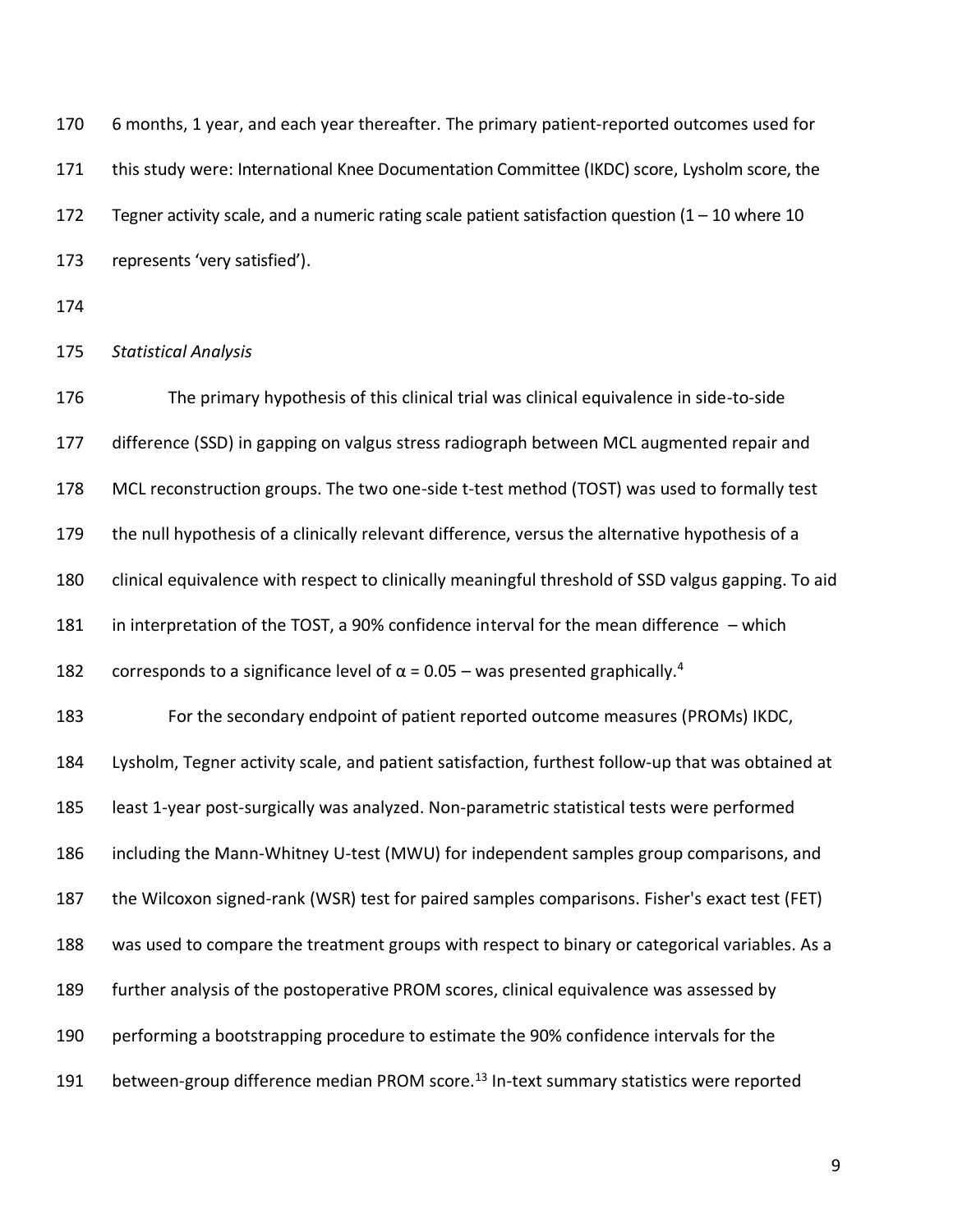6 months, 1 year, and each year thereafter. The primary patient-reported outcomes used for this study were: International Knee Documentation Committee (IKDC) score, Lysholm score, the Tegner activity scale, and a numeric rating scale patient satisfaction question (1 – 10 where 10 represents 'very satisfied').

*Statistical Analysis*

The primary hypothesis of this clinical trial was clinical equivalence in side-to-side difference (SSD) in gapping on valgus stress radiograph between MCL augmented repair and MCL reconstruction groups. The two one-side t-test method (TOST) was used to formally test the null hypothesis of a clinically relevant difference, versus the alternative hypothesis of a clinical equivalence with respect to clinically meaningful threshold of SSD valgus gapping. To aid in interpretation of the TOST, a 90% confidence interval for the mean difference – which corresponds to a significance level of $\alpha = 0.05$ – was presented graphically.[4]

For the secondary endpoint of patient reported outcome measures (PROMs) IKDC, Lysholm, Tegner activity scale, and patient satisfaction, furthest follow-up that was obtained at least 1-year post-surgically was analyzed. Non-parametric statistical tests were performed including the Mann-Whitney U-test (MWU) for independent samples group comparisons, and the Wilcoxon signed-rank (WSR) test for paired samples comparisons. Fisher's exact test (FET) was used to compare the treatment groups with respect to binary or categorical variables. As a further analysis of the postoperative PROM scores, clinical equivalence was assessed by performing a bootstrapping procedure to estimate the 90% confidence intervals for the between-group difference median PROM score.[13] In-text summary statistics were reported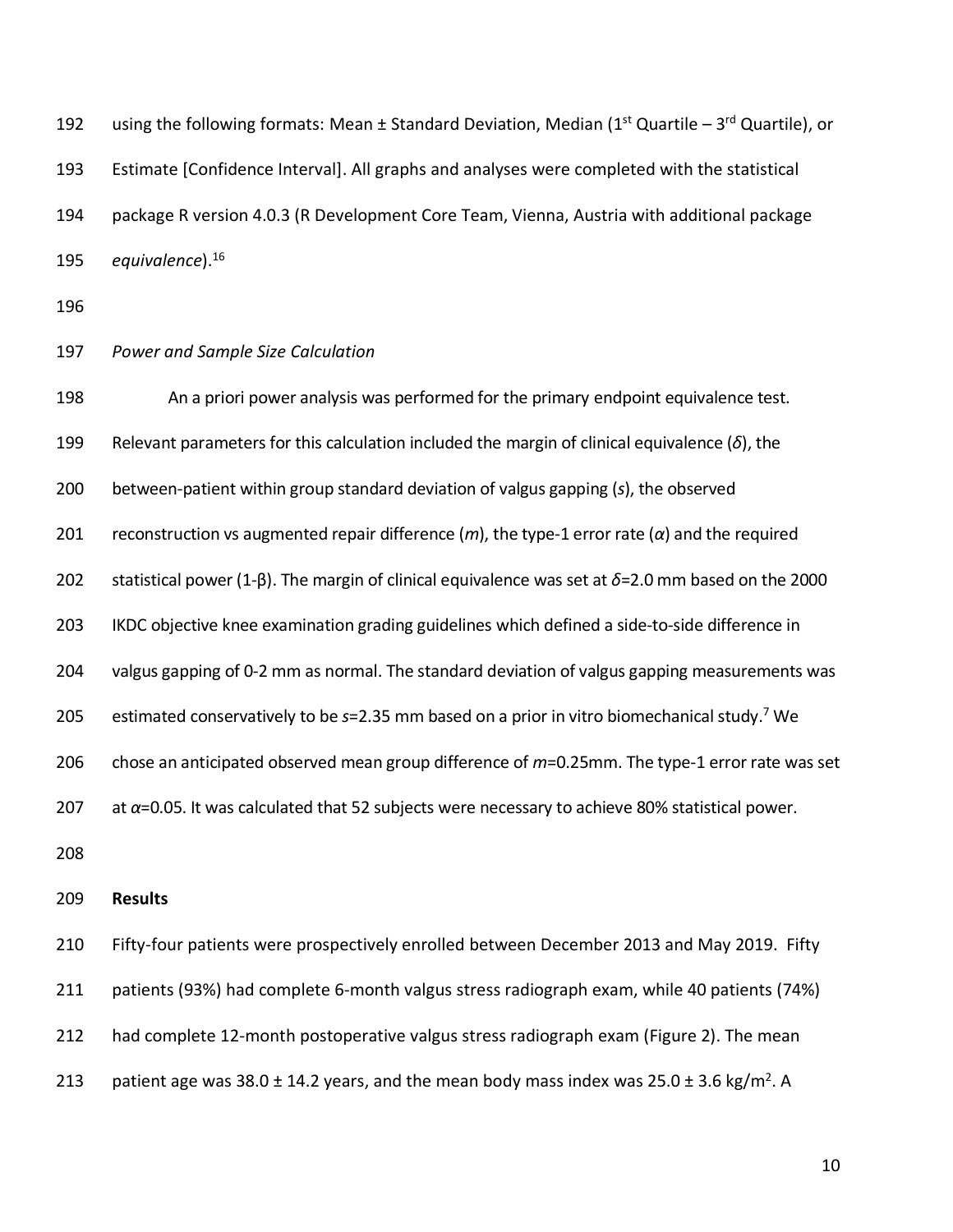using the following formats: Mean ± Standard Deviation, Median (1st Quartile – 3rd Quartile), or Estimate [Confidence Interval]. All graphs and analyses were completed with the statistical package R version 4.0.3 (R Development Core Team, Vienna, Austria with additional package *equivalence*).[16]

*Power and Sample Size Calculation*

An a priori power analysis was performed for the primary endpoint equivalence test. Relevant parameters for this calculation included the margin of clinical equivalence ($\delta$), the between-patient within group standard deviation of valgus gapping ($s$), the observed reconstruction vs augmented repair difference ($m$), the type-1 error rate ($\alpha$) and the required statistical power ($1-\beta$). The margin of clinical equivalence was set at $\delta=2.0$ mm based on the 2000 IKDC objective knee examination grading guidelines which defined a side-to-side difference in valgus gapping of 0-2 mm as normal. The standard deviation of valgus gapping measurements was estimated conservatively to be $s=2.35$ mm based on a prior in vitro biomechanical study.[7] We chose an anticipated observed mean group difference of $m=0.25$mm. The type-1 error rate was set at $\alpha=0.05$. It was calculated that 52 subjects were necessary to achieve 80% statistical power.

**Results**

Fifty-four patients were prospectively enrolled between December 2013 and May 2019. Fifty patients (93%) had complete 6-month valgus stress radiograph exam, while 40 patients (74%) had complete 12-month postoperative valgus stress radiograph exam (Figure 2). The mean patient age was 38.0 ± 14.2 years, and the mean body mass index was 25.0 ± 3.6 kg/m$^2$. A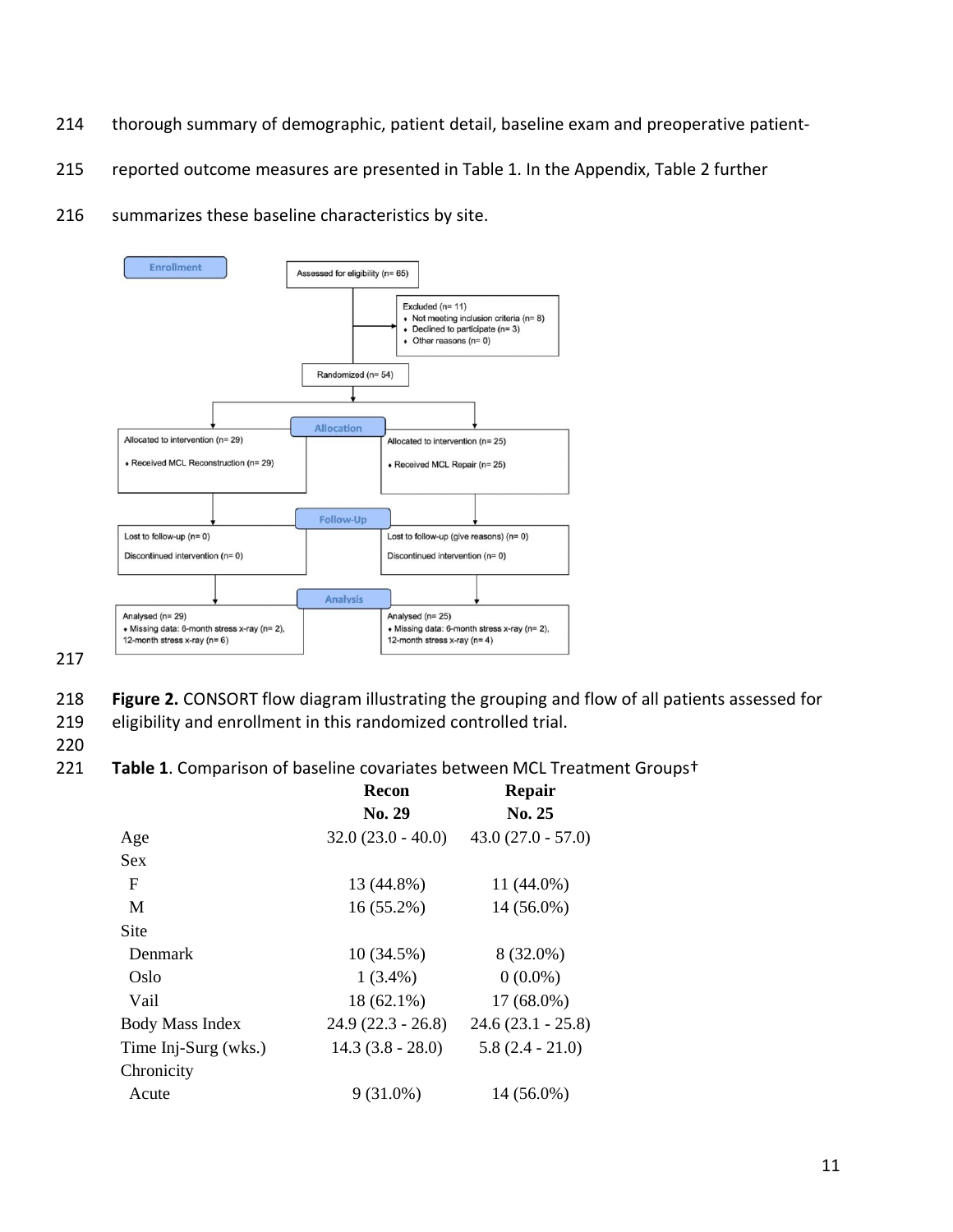thorough summary of demographic, patient detail, baseline exam and preoperative patient-reported outcome measures are presented in Table 1. In the Appendix, Table 2 further summarizes these baseline characteristics by site.

**Enrollment**

Assessed for eligibility (n= 65)

Excluded (n= 11)
- Not meeting inclusion criteria (n= 8)
- Declined to participate (n= 3)
- Other reasons (n= 0)

Randomized (n= 54)

**Allocation**

| Allocated to intervention (n= 29) | Allocated to intervention (n= 25) |
|---|---|
| • Received MCL Reconstruction (n= 29) | • Received MCL Repair (n= 25) |

**Follow-Up**

| Lost to follow-up (n= 0) | Lost to follow-up (give reasons) (n= 0) |
|---|---|
| Discontinued intervention (n= 0) | Discontinued intervention (n= 0) |

**Analysis**

| Analysed (n= 29) | Analysed (n= 25) |
|---|---|
| • Missing data: 6-month stress x-ray (n= 2), 12-month stress x-ray (n= 6) | • Missing data: 6-month stress x-ray (n= 2), 12-month stress x-ray (n= 4) |

**Figure 2.** CONSORT flow diagram illustrating the grouping and flow of all patients assessed for eligibility and enrollment in this randomized controlled trial.

**Table 1**. Comparison of baseline covariates between MCL Treatment Groups†

| | **Recon No. 29** | **Repair No. 25** |
|---|---|---|
| Age | 32.0 (23.0 - 40.0) | 43.0 (27.0 - 57.0) |
| Sex | | |
| F | 13 (44.8%) | 11 (44.0%) |
| M | 16 (55.2%) | 14 (56.0%) |
| Site | | |
| Denmark | 10 (34.5%) | 8 (32.0%) |
| Oslo | 1 (3.4%) | 0 (0.0%) |
| Vail | 18 (62.1%) | 17 (68.0%) |
| Body Mass Index | 24.9 (22.3 - 26.8) | 24.6 (23.1 - 25.8) |
| Time Inj-Surg (wks.) | 14.3 (3.8 - 28.0) | 5.8 (2.4 - 21.0) |
| Chronicity | | |
| Acute | 9 (31.0%) | 14 (56.0%) |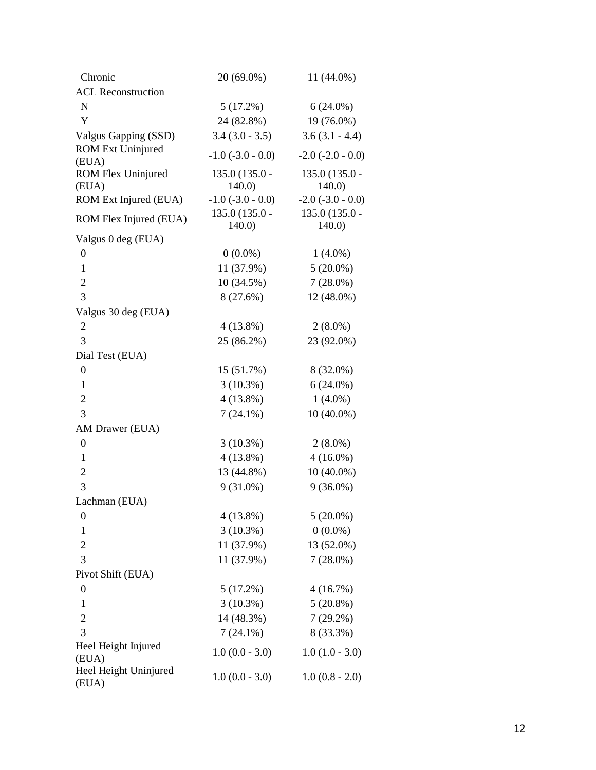| | | |
|---|---|---|
| Chronic | 20 (69.0%) | 11 (44.0%) |
| ACL Reconstruction | | |
| N | 5 (17.2%) | 6 (24.0%) |
| Y | 24 (82.8%) | 19 (76.0%) |
| Valgus Gapping (SSD) | 3.4 (3.0 - 3.5) | 3.6 (3.1 - 4.4) |
| ROM Ext Uninjured (EUA) | -1.0 (-3.0 - 0.0) | -2.0 (-2.0 - 0.0) |
| ROM Flex Uninjured (EUA) | 135.0 (135.0 - 140.0) | 135.0 (135.0 - 140.0) |
| ROM Ext Injured (EUA) | -1.0 (-3.0 - 0.0) | -2.0 (-3.0 - 0.0) |
| ROM Flex Injured (EUA) | 135.0 (135.0 - 140.0) | 135.0 (135.0 - 140.0) |
| Valgus 0 deg (EUA) | | |
| 0 | 0 (0.0%) | 1 (4.0%) |
| 1 | 11 (37.9%) | 5 (20.0%) |
| 2 | 10 (34.5%) | 7 (28.0%) |
| 3 | 8 (27.6%) | 12 (48.0%) |
| Valgus 30 deg (EUA) | | |
| 2 | 4 (13.8%) | 2 (8.0%) |
| 3 | 25 (86.2%) | 23 (92.0%) |
| Dial Test (EUA) | | |
| 0 | 15 (51.7%) | 8 (32.0%) |
| 1 | 3 (10.3%) | 6 (24.0%) |
| 2 | 4 (13.8%) | 1 (4.0%) |
| 3 | 7 (24.1%) | 10 (40.0%) |
| AM Drawer (EUA) | | |
| 0 | 3 (10.3%) | 2 (8.0%) |
| 1 | 4 (13.8%) | 4 (16.0%) |
| 2 | 13 (44.8%) | 10 (40.0%) |
| 3 | 9 (31.0%) | 9 (36.0%) |
| Lachman (EUA) | | |
| 0 | 4 (13.8%) | 5 (20.0%) |
| 1 | 3 (10.3%) | 0 (0.0%) |
| 2 | 11 (37.9%) | 13 (52.0%) |
| 3 | 11 (37.9%) | 7 (28.0%) |
| Pivot Shift (EUA) | | |
| 0 | 5 (17.2%) | 4 (16.7%) |
| 1 | 3 (10.3%) | 5 (20.8%) |
| 2 | 14 (48.3%) | 7 (29.2%) |
| 3 | 7 (24.1%) | 8 (33.3%) |
| Heel Height Injured (EUA) | 1.0 (0.0 - 3.0) | 1.0 (1.0 - 3.0) |
| Heel Height Uninjured (EUA) | 1.0 (0.0 - 3.0) | 1.0 (0.8 - 2.0) |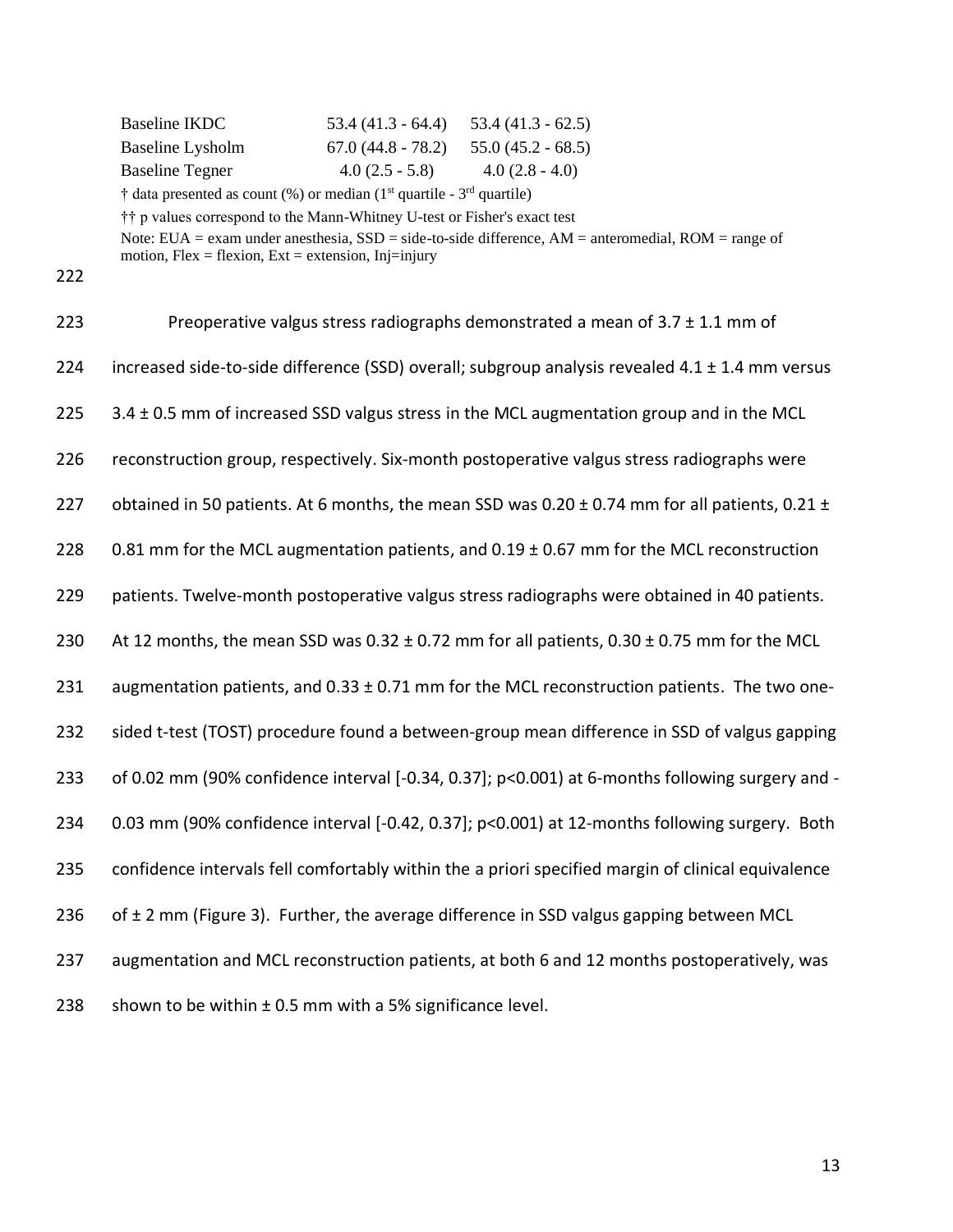| | | |
|---|---|---|
| Baseline IKDC | 53.4 (41.3 - 64.4) | 53.4 (41.3 - 62.5) |
| Baseline Lysholm | 67.0 (44.8 - 78.2) | 55.0 (45.2 - 68.5) |
| Baseline Tegner | 4.0 (2.5 - 5.8) | 4.0 (2.8 - 4.0) |

† data presented as count (%) or median (1st quartile - 3rd quartile)

†† p values correspond to the Mann-Whitney U-test or Fisher's exact test

Note: EUA = exam under anesthesia, SSD = side-to-side difference, AM = anteromedial, ROM = range of motion, Flex = flexion, Ext = extension, Inj=injury

Preoperative valgus stress radiographs demonstrated a mean of 3.7 ± 1.1 mm of increased side-to-side difference (SSD) overall; subgroup analysis revealed 4.1 ± 1.4 mm versus 3.4 ± 0.5 mm of increased SSD valgus stress in the MCL augmentation group and in the MCL reconstruction group, respectively. Six-month postoperative valgus stress radiographs were obtained in 50 patients. At 6 months, the mean SSD was 0.20 ± 0.74 mm for all patients, 0.21 ± 0.81 mm for the MCL augmentation patients, and 0.19 ± 0.67 mm for the MCL reconstruction patients. Twelve-month postoperative valgus stress radiographs were obtained in 40 patients. At 12 months, the mean SSD was 0.32 ± 0.72 mm for all patients, 0.30 ± 0.75 mm for the MCL augmentation patients, and 0.33 ± 0.71 mm for the MCL reconstruction patients. The two one-sided t-test (TOST) procedure found a between-group mean difference in SSD of valgus gapping of 0.02 mm (90% confidence interval [-0.34, 0.37]; $p<0.001$) at 6-months following surgery and -0.03 mm (90% confidence interval [-0.42, 0.37]; $p<0.001$) at 12-months following surgery. Both confidence intervals fell comfortably within the a priori specified margin of clinical equivalence of ± 2 mm (Figure 3). Further, the average difference in SSD valgus gapping between MCL augmentation and MCL reconstruction patients, at both 6 and 12 months postoperatively, was shown to be within ± 0.5 mm with a 5% significance level.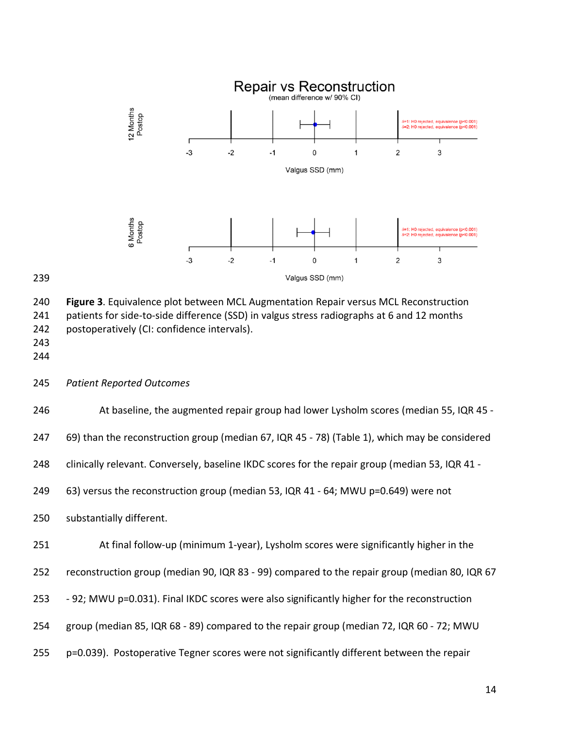**Figure 3**. Equivalence plot between MCL Augmentation Repair versus MCL Reconstruction patients for side-to-side difference (SSD) in valgus stress radiographs at 6 and 12 months postoperatively (CI: confidence intervals).

*Patient Reported Outcomes*

At baseline, the augmented repair group had lower Lysholm scores (median 55, IQR 45 - 69) than the reconstruction group (median 67, IQR 45 - 78) (Table 1), which may be considered clinically relevant. Conversely, baseline IKDC scores for the repair group (median 53, IQR 41 - 63) versus the reconstruction group (median 53, IQR 41 - 64; MWU p=0.649) were not substantially different.

At final follow-up (minimum 1-year), Lysholm scores were significantly higher in the reconstruction group (median 90, IQR 83 - 99) compared to the repair group (median 80, IQR 67 - 92; MWU p=0.031). Final IKDC scores were also significantly higher for the reconstruction group (median 85, IQR 68 - 89) compared to the repair group (median 72, IQR 60 - 72; MWU p=0.039). Postoperative Tegner scores were not significantly different between the repair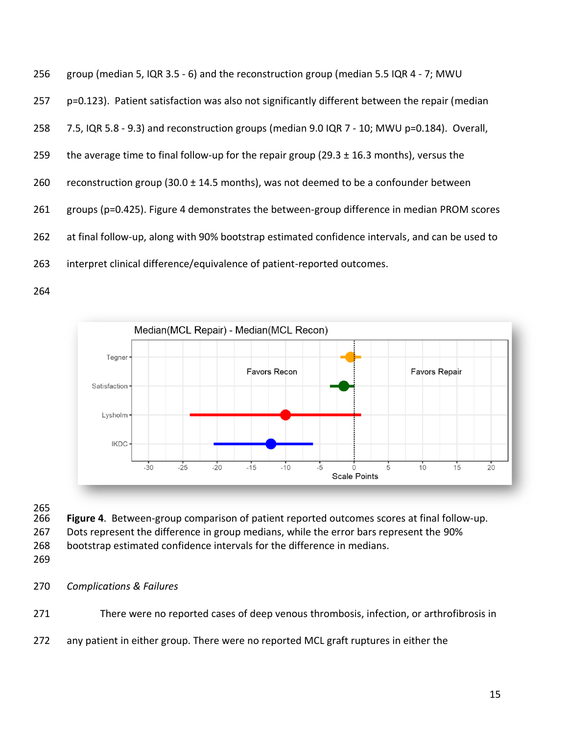group (median 5, IQR 3.5 - 6) and the reconstruction group (median 5.5 IQR 4 - 7; MWU p=0.123). Patient satisfaction was also not significantly different between the repair (median 7.5, IQR 5.8 - 9.3) and reconstruction groups (median 9.0 IQR 7 - 10; MWU p=0.184). Overall, the average time to final follow-up for the repair group (29.3 ± 16.3 months), versus the reconstruction group (30.0 ± 14.5 months), was not deemed to be a confounder between groups (p=0.425). Figure 4 demonstrates the between-group difference in median PROM scores at final follow-up, along with 90% bootstrap estimated confidence intervals, and can be used to interpret clinical difference/equivalence of patient-reported outcomes.

**Figure 4**. Between-group comparison of patient reported outcomes scores at final follow-up. Dots represent the difference in group medians, while the error bars represent the 90% bootstrap estimated confidence intervals for the difference in medians.

*Complications & Failures*

There were no reported cases of deep venous thrombosis, infection, or arthrofibrosis in any patient in either group. There were no reported MCL graft ruptures in either the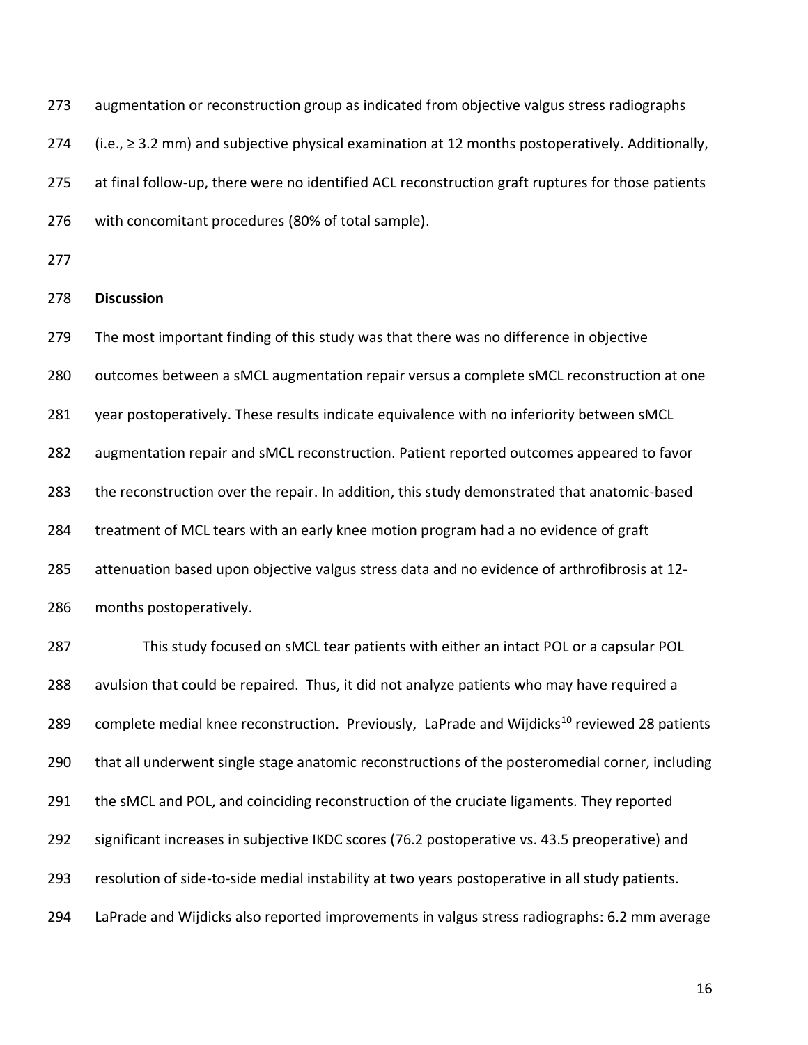augmentation or reconstruction group as indicated from objective valgus stress radiographs (i.e., ≥ 3.2 mm) and subjective physical examination at 12 months postoperatively. Additionally, at final follow-up, there were no identified ACL reconstruction graft ruptures for those patients with concomitant procedures (80% of total sample).

## Discussion

The most important finding of this study was that there was no difference in objective outcomes between a sMCL augmentation repair versus a complete sMCL reconstruction at one year postoperatively. These results indicate equivalence with no inferiority between sMCL augmentation repair and sMCL reconstruction. Patient reported outcomes appeared to favor the reconstruction over the repair. In addition, this study demonstrated that anatomic-based treatment of MCL tears with an early knee motion program had a no evidence of graft attenuation based upon objective valgus stress data and no evidence of arthrofibrosis at 12-months postoperatively.

This study focused on sMCL tear patients with either an intact POL or a capsular POL avulsion that could be repaired. Thus, it did not analyze patients who may have required a complete medial knee reconstruction. Previously, LaPrade and Wijdicks[10] reviewed 28 patients that all underwent single stage anatomic reconstructions of the posteromedial corner, including the sMCL and POL, and coinciding reconstruction of the cruciate ligaments. They reported significant increases in subjective IKDC scores (76.2 postoperative vs. 43.5 preoperative) and resolution of side-to-side medial instability at two years postoperative in all study patients. LaPrade and Wijdicks also reported improvements in valgus stress radiographs: 6.2 mm average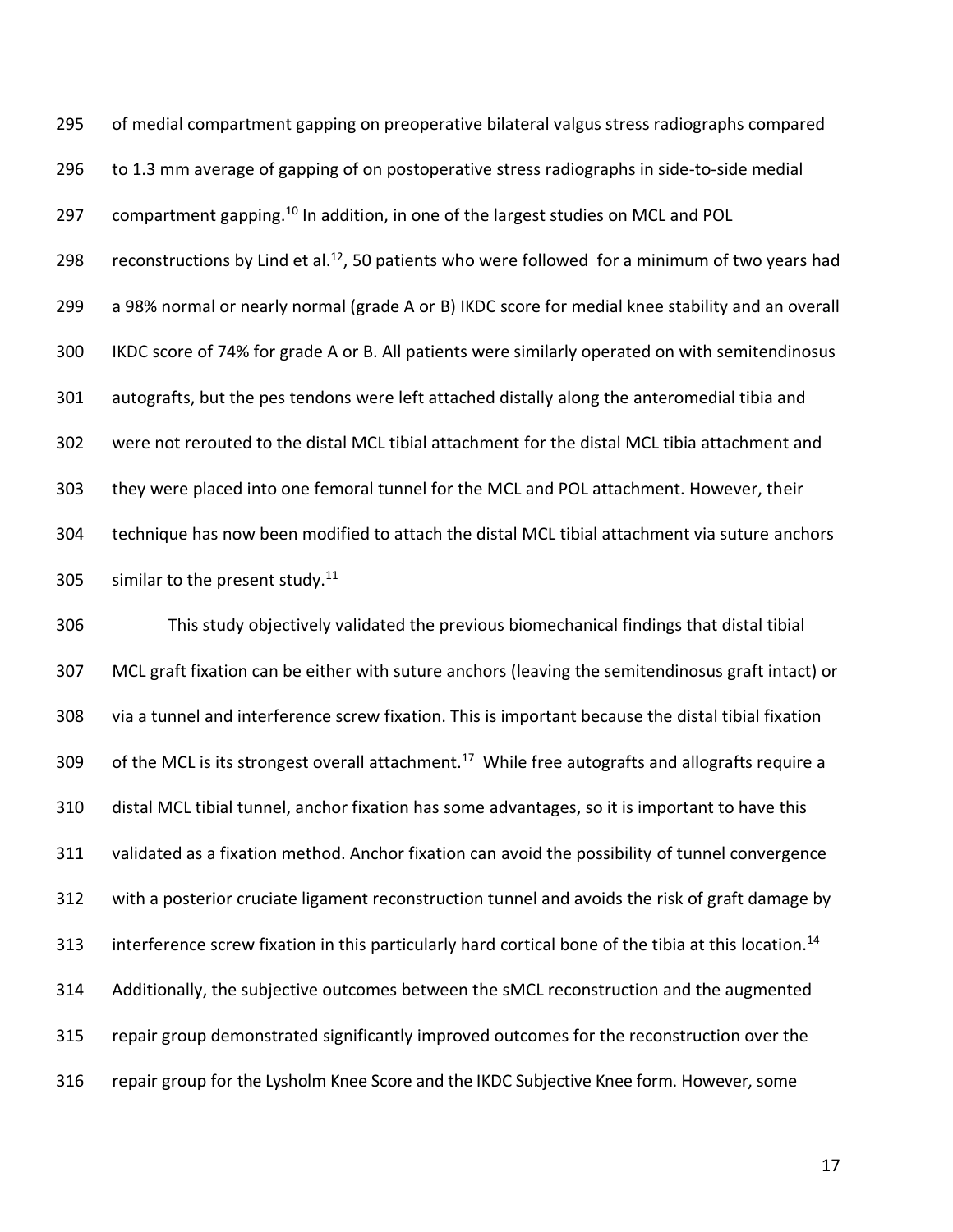of medial compartment gapping on preoperative bilateral valgus stress radiographs compared to 1.3 mm average of gapping of on postoperative stress radiographs in side-to-side medial compartment gapping.[10] In addition, in one of the largest studies on MCL and POL reconstructions by Lind et al.[12], 50 patients who were followed for a minimum of two years had a 98% normal or nearly normal (grade A or B) IKDC score for medial knee stability and an overall IKDC score of 74% for grade A or B. All patients were similarly operated on with semitendinosus autografts, but the pes tendons were left attached distally along the anteromedial tibia and were not rerouted to the distal MCL tibial attachment for the distal MCL tibia attachment and they were placed into one femoral tunnel for the MCL and POL attachment. However, their technique has now been modified to attach the distal MCL tibial attachment via suture anchors similar to the present study.[11]

This study objectively validated the previous biomechanical findings that distal tibial MCL graft fixation can be either with suture anchors (leaving the semitendinosus graft intact) or via a tunnel and interference screw fixation. This is important because the distal tibial fixation of the MCL is its strongest overall attachment.[17] While free autografts and allografts require a distal MCL tibial tunnel, anchor fixation has some advantages, so it is important to have this validated as a fixation method. Anchor fixation can avoid the possibility of tunnel convergence with a posterior cruciate ligament reconstruction tunnel and avoids the risk of graft damage by interference screw fixation in this particularly hard cortical bone of the tibia at this location.[14] Additionally, the subjective outcomes between the sMCL reconstruction and the augmented repair group demonstrated significantly improved outcomes for the reconstruction over the repair group for the Lysholm Knee Score and the IKDC Subjective Knee form. However, some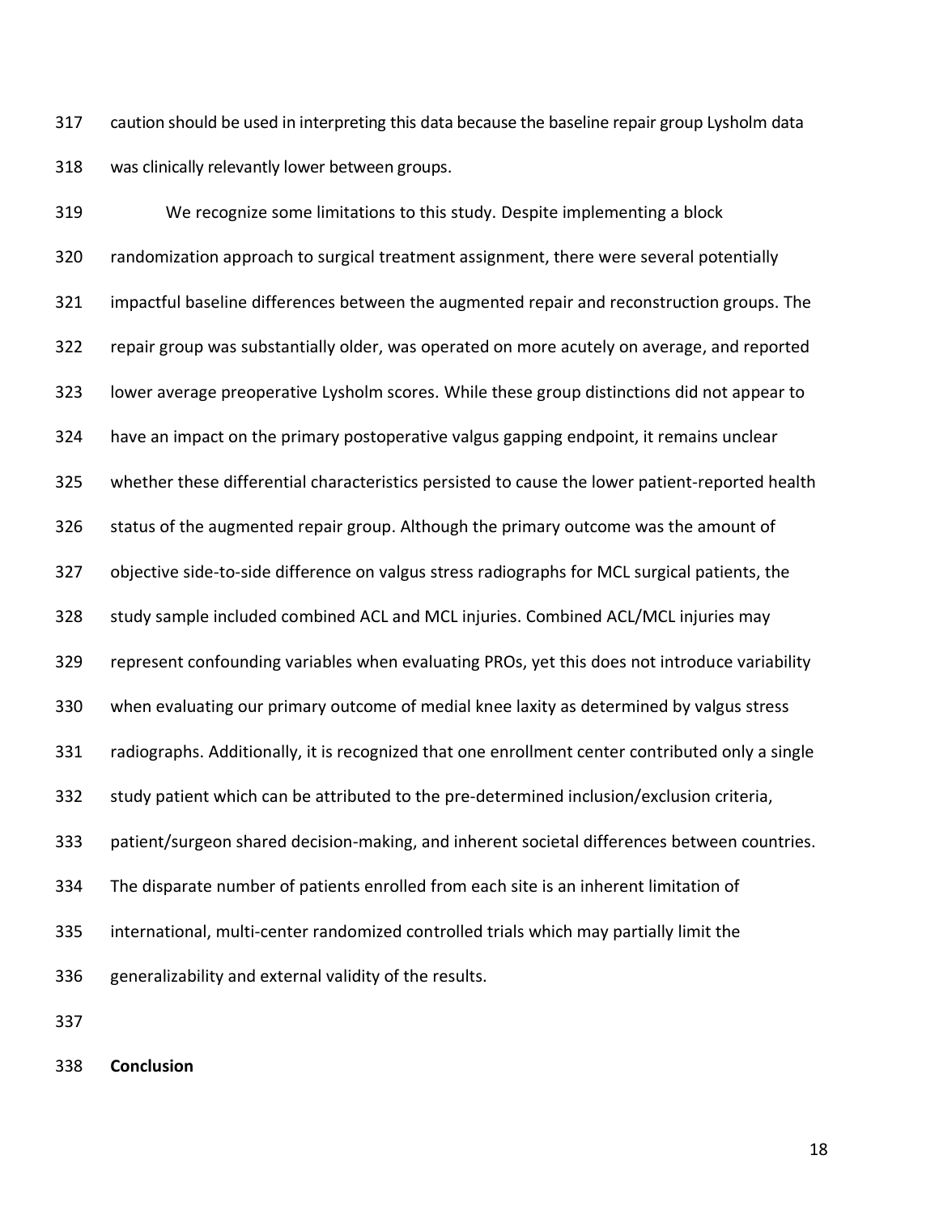caution should be used in interpreting this data because the baseline repair group Lysholm data was clinically relevantly lower between groups.

We recognize some limitations to this study. Despite implementing a block randomization approach to surgical treatment assignment, there were several potentially impactful baseline differences between the augmented repair and reconstruction groups. The repair group was substantially older, was operated on more acutely on average, and reported lower average preoperative Lysholm scores. While these group distinctions did not appear to have an impact on the primary postoperative valgus gapping endpoint, it remains unclear whether these differential characteristics persisted to cause the lower patient-reported health status of the augmented repair group. Although the primary outcome was the amount of objective side-to-side difference on valgus stress radiographs for MCL surgical patients, the study sample included combined ACL and MCL injuries. Combined ACL/MCL injuries may represent confounding variables when evaluating PROs, yet this does not introduce variability when evaluating our primary outcome of medial knee laxity as determined by valgus stress radiographs. Additionally, it is recognized that one enrollment center contributed only a single study patient which can be attributed to the pre-determined inclusion/exclusion criteria, patient/surgeon shared decision-making, and inherent societal differences between countries. The disparate number of patients enrolled from each site is an inherent limitation of international, multi-center randomized controlled trials which may partially limit the generalizability and external validity of the results.

**Conclusion**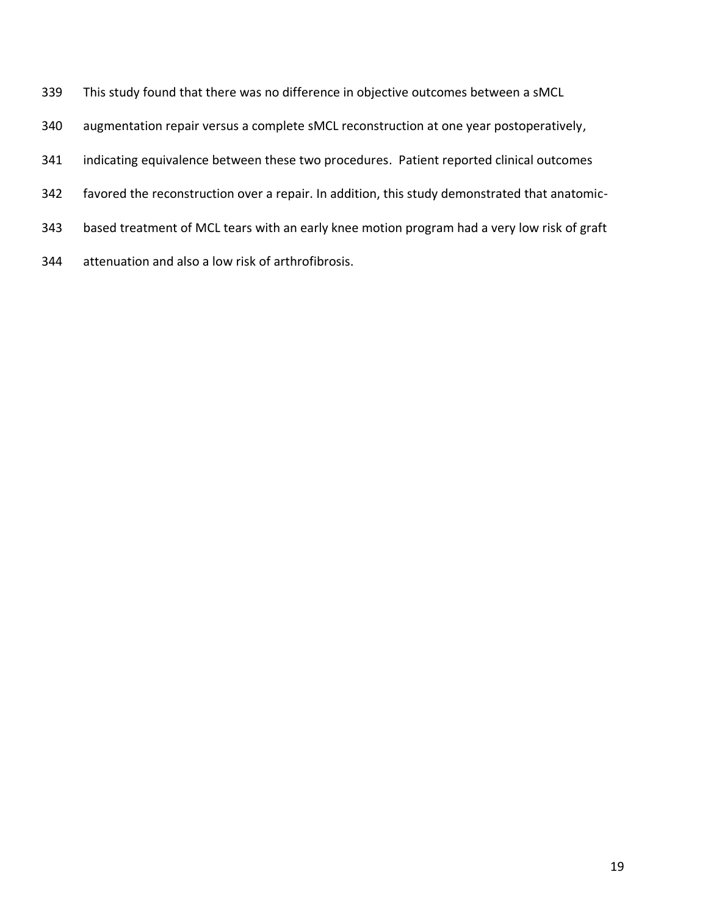This study found that there was no difference in objective outcomes between a sMCL augmentation repair versus a complete sMCL reconstruction at one year postoperatively, indicating equivalence between these two procedures. Patient reported clinical outcomes favored the reconstruction over a repair. In addition, this study demonstrated that anatomic-based treatment of MCL tears with an early knee motion program had a very low risk of graft attenuation and also a low risk of arthrofibrosis.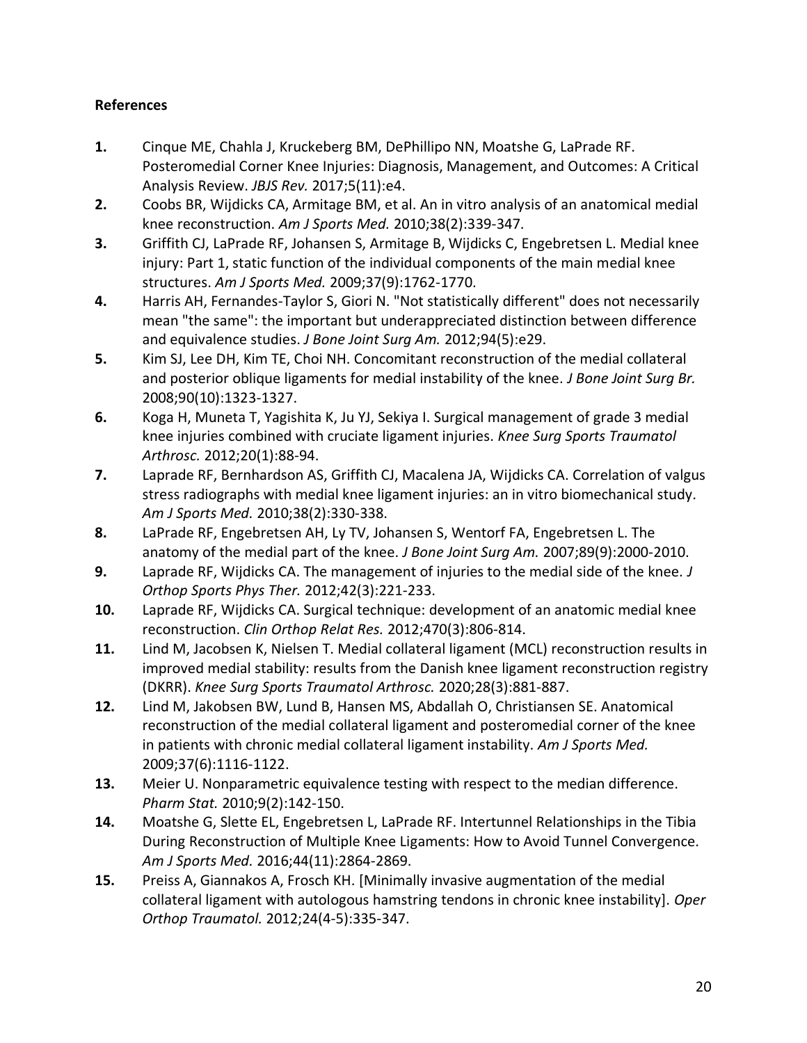**References**

1. Cinque ME, Chahla J, Kruckeberg BM, DePhillipo NN, Moatshe G, LaPrade RF. Posteromedial Corner Knee Injuries: Diagnosis, Management, and Outcomes: A Critical Analysis Review. *JBJS Rev.* 2017;5(11):e4.
2. Coobs BR, Wijdicks CA, Armitage BM, et al. An in vitro analysis of an anatomical medial knee reconstruction. *Am J Sports Med.* 2010;38(2):339-347.
3. Griffith CJ, LaPrade RF, Johansen S, Armitage B, Wijdicks C, Engebretsen L. Medial knee injury: Part 1, static function of the individual components of the main medial knee structures. *Am J Sports Med.* 2009;37(9):1762-1770.
4. Harris AH, Fernandes-Taylor S, Giori N. "Not statistically different" does not necessarily mean "the same": the important but underappreciated distinction between difference and equivalence studies. *J Bone Joint Surg Am.* 2012;94(5):e29.
5. Kim SJ, Lee DH, Kim TE, Choi NH. Concomitant reconstruction of the medial collateral and posterior oblique ligaments for medial instability of the knee. *J Bone Joint Surg Br.* 2008;90(10):1323-1327.
6. Koga H, Muneta T, Yagishita K, Ju YJ, Sekiya I. Surgical management of grade 3 medial knee injuries combined with cruciate ligament injuries. *Knee Surg Sports Traumatol Arthrosc.* 2012;20(1):88-94.
7. Laprade RF, Bernhardson AS, Griffith CJ, Macalena JA, Wijdicks CA. Correlation of valgus stress radiographs with medial knee ligament injuries: an in vitro biomechanical study. *Am J Sports Med.* 2010;38(2):330-338.
8. LaPrade RF, Engebretsen AH, Ly TV, Johansen S, Wentorf FA, Engebretsen L. The anatomy of the medial part of the knee. *J Bone Joint Surg Am.* 2007;89(9):2000-2010.
9. Laprade RF, Wijdicks CA. The management of injuries to the medial side of the knee. *J Orthop Sports Phys Ther.* 2012;42(3):221-233.
10. Laprade RF, Wijdicks CA. Surgical technique: development of an anatomic medial knee reconstruction. *Clin Orthop Relat Res.* 2012;470(3):806-814.
11. Lind M, Jacobsen K, Nielsen T. Medial collateral ligament (MCL) reconstruction results in improved medial stability: results from the Danish knee ligament reconstruction registry (DKRR). *Knee Surg Sports Traumatol Arthrosc.* 2020;28(3):881-887.
12. Lind M, Jakobsen BW, Lund B, Hansen MS, Abdallah O, Christiansen SE. Anatomical reconstruction of the medial collateral ligament and posteromedial corner of the knee in patients with chronic medial collateral ligament instability. *Am J Sports Med.* 2009;37(6):1116-1122.
13. Meier U. Nonparametric equivalence testing with respect to the median difference. *Pharm Stat.* 2010;9(2):142-150.
14. Moatshe G, Slette EL, Engebretsen L, LaPrade RF. Intertunnel Relationships in the Tibia During Reconstruction of Multiple Knee Ligaments: How to Avoid Tunnel Convergence. *Am J Sports Med.* 2016;44(11):2864-2869.
15. Preiss A, Giannakos A, Frosch KH. [Minimally invasive augmentation of the medial collateral ligament with autologous hamstring tendons in chronic knee instability]. *Oper Orthop Traumatol.* 2012;24(4-5):335-347.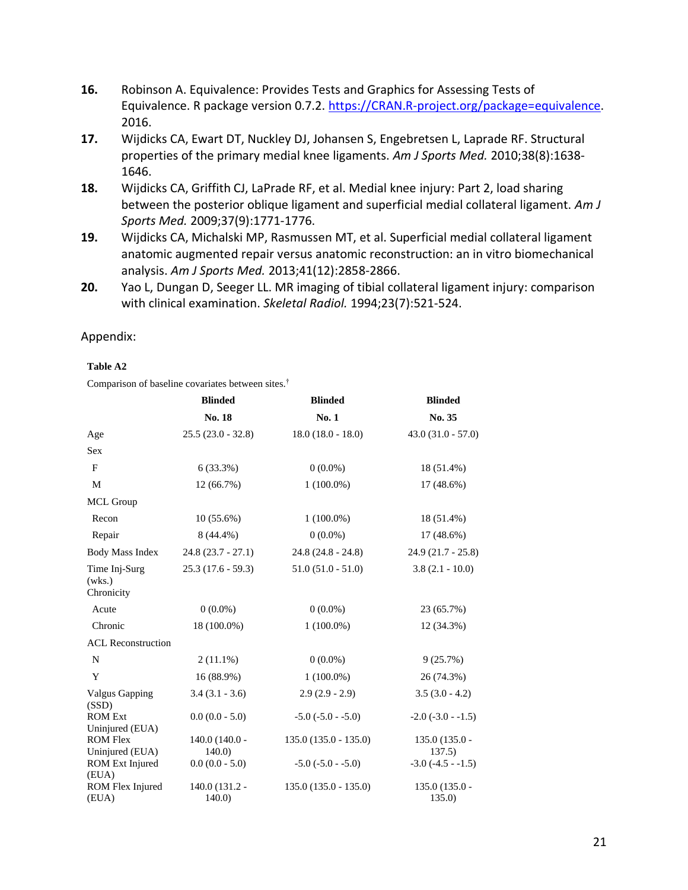16. Robinson A. Equivalence: Provides Tests and Graphics for Assessing Tests of Equivalence. R package version 0.7.2. https://CRAN.R-project.org/package=equivalence. 2016.
17. Wijdicks CA, Ewart DT, Nuckley DJ, Johansen S, Engebretsen L, Laprade RF. Structural properties of the primary medial knee ligaments. *Am J Sports Med.* 2010;38(8):1638-1646.
18. Wijdicks CA, Griffith CJ, LaPrade RF, et al. Medial knee injury: Part 2, load sharing between the posterior oblique ligament and superficial medial collateral ligament. *Am J Sports Med.* 2009;37(9):1771-1776.
19. Wijdicks CA, Michalski MP, Rasmussen MT, et al. Superficial medial collateral ligament anatomic augmented repair versus anatomic reconstruction: an in vitro biomechanical analysis. *Am J Sports Med.* 2013;41(12):2858-2866.
20. Yao L, Dungan D, Seeger LL. MR imaging of tibial collateral ligament injury: comparison with clinical examination. *Skeletal Radiol.* 1994;23(7):521-524.

Appendix:

**Table A2**

Comparison of baseline covariates between sites.[†]

| | **Blinded No. 18** | **Blinded No. 1** | **Blinded No. 35** |
|---|---|---|---|
| Age | 25.5 (23.0 - 32.8) | 18.0 (18.0 - 18.0) | 43.0 (31.0 - 57.0) |
| Sex | | | |
| F | 6 (33.3%) | 0 (0.0%) | 18 (51.4%) |
| M | 12 (66.7%) | 1 (100.0%) | 17 (48.6%) |
| MCL Group | | | |
| Recon | 10 (55.6%) | 1 (100.0%) | 18 (51.4%) |
| Repair | 8 (44.4%) | 0 (0.0%) | 17 (48.6%) |
| Body Mass Index | 24.8 (23.7 - 27.1) | 24.8 (24.8 - 24.8) | 24.9 (21.7 - 25.8) |
| Time Inj-Surg (wks.) | 25.3 (17.6 - 59.3) | 51.0 (51.0 - 51.0) | 3.8 (2.1 - 10.0) |
| Chronicity | | | |
| Acute | 0 (0.0%) | 0 (0.0%) | 23 (65.7%) |
| Chronic | 18 (100.0%) | 1 (100.0%) | 12 (34.3%) |
| ACL Reconstruction | | | |
| N | 2 (11.1%) | 0 (0.0%) | 9 (25.7%) |
| Y | 16 (88.9%) | 1 (100.0%) | 26 (74.3%) |
| Valgus Gapping (SSD) | 3.4 (3.1 - 3.6) | 2.9 (2.9 - 2.9) | 3.5 (3.0 - 4.2) |
| ROM Ext Uninjured (EUA) | 0.0 (0.0 - 5.0) | -5.0 (-5.0 - -5.0) | -2.0 (-3.0 - -1.5) |
| ROM Flex Uninjured (EUA) | 140.0 (140.0 - 140.0) | 135.0 (135.0 - 135.0) | 135.0 (135.0 - 137.5) |
| ROM Ext Injured (EUA) | 0.0 (0.0 - 5.0) | -5.0 (-5.0 - -5.0) | -3.0 (-4.5 - -1.5) |
| ROM Flex Injured (EUA) | 140.0 (131.2 - 140.0) | 135.0 (135.0 - 135.0) | 135.0 (135.0 - 135.0) |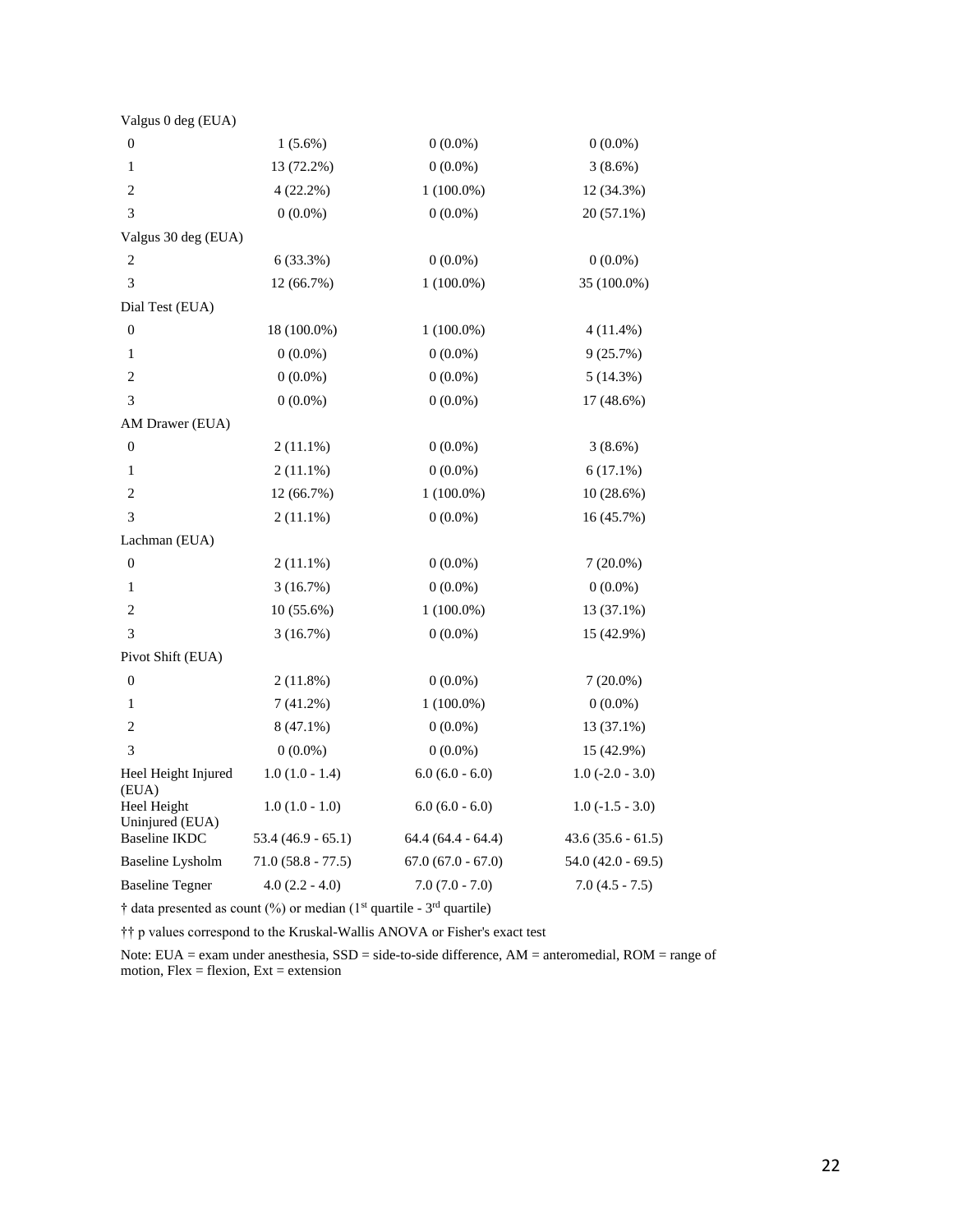| | | | |
|---|---|---|---|
| Valgus 0 deg (EUA) | | | |
| 0 | 1 (5.6%) | 0 (0.0%) | 0 (0.0%) |
| 1 | 13 (72.2%) | 0 (0.0%) | 3 (8.6%) |
| 2 | 4 (22.2%) | 1 (100.0%) | 12 (34.3%) |
| 3 | 0 (0.0%) | 0 (0.0%) | 20 (57.1%) |
| Valgus 30 deg (EUA) | | | |
| 2 | 6 (33.3%) | 0 (0.0%) | 0 (0.0%) |
| 3 | 12 (66.7%) | 1 (100.0%) | 35 (100.0%) |
| Dial Test (EUA) | | | |
| 0 | 18 (100.0%) | 1 (100.0%) | 4 (11.4%) |
| 1 | 0 (0.0%) | 0 (0.0%) | 9 (25.7%) |
| 2 | 0 (0.0%) | 0 (0.0%) | 5 (14.3%) |
| 3 | 0 (0.0%) | 0 (0.0%) | 17 (48.6%) |
| AM Drawer (EUA) | | | |
| 0 | 2 (11.1%) | 0 (0.0%) | 3 (8.6%) |
| 1 | 2 (11.1%) | 0 (0.0%) | 6 (17.1%) |
| 2 | 12 (66.7%) | 1 (100.0%) | 10 (28.6%) |
| 3 | 2 (11.1%) | 0 (0.0%) | 16 (45.7%) |
| Lachman (EUA) | | | |
| 0 | 2 (11.1%) | 0 (0.0%) | 7 (20.0%) |
| 1 | 3 (16.7%) | 0 (0.0%) | 0 (0.0%) |
| 2 | 10 (55.6%) | 1 (100.0%) | 13 (37.1%) |
| 3 | 3 (16.7%) | 0 (0.0%) | 15 (42.9%) |
| Pivot Shift (EUA) | | | |
| 0 | 2 (11.8%) | 0 (0.0%) | 7 (20.0%) |
| 1 | 7 (41.2%) | 1 (100.0%) | 0 (0.0%) |
| 2 | 8 (47.1%) | 0 (0.0%) | 13 (37.1%) |
| 3 | 0 (0.0%) | 0 (0.0%) | 15 (42.9%) |
| Heel Height Injured (EUA) | 1.0 (1.0 - 1.4) | 6.0 (6.0 - 6.0) | 1.0 (-2.0 - 3.0) |
| Heel Height Uninjured (EUA) | 1.0 (1.0 - 1.0) | 6.0 (6.0 - 6.0) | 1.0 (-1.5 - 3.0) |
| Baseline IKDC | 53.4 (46.9 - 65.1) | 64.4 (64.4 - 64.4) | 43.6 (35.6 - 61.5) |
| Baseline Lysholm | 71.0 (58.8 - 77.5) | 67.0 (67.0 - 67.0) | 54.0 (42.0 - 69.5) |
| Baseline Tegner | 4.0 (2.2 - 4.0) | 7.0 (7.0 - 7.0) | 7.0 (4.5 - 7.5) |

† data presented as count (%) or median (1st quartile - 3rd quartile)

†† p values correspond to the Kruskal-Wallis ANOVA or Fisher's exact test

Note: EUA = exam under anesthesia, SSD = side-to-side difference, AM = anteromedial, ROM = range of motion, Flex = flexion, Ext = extension